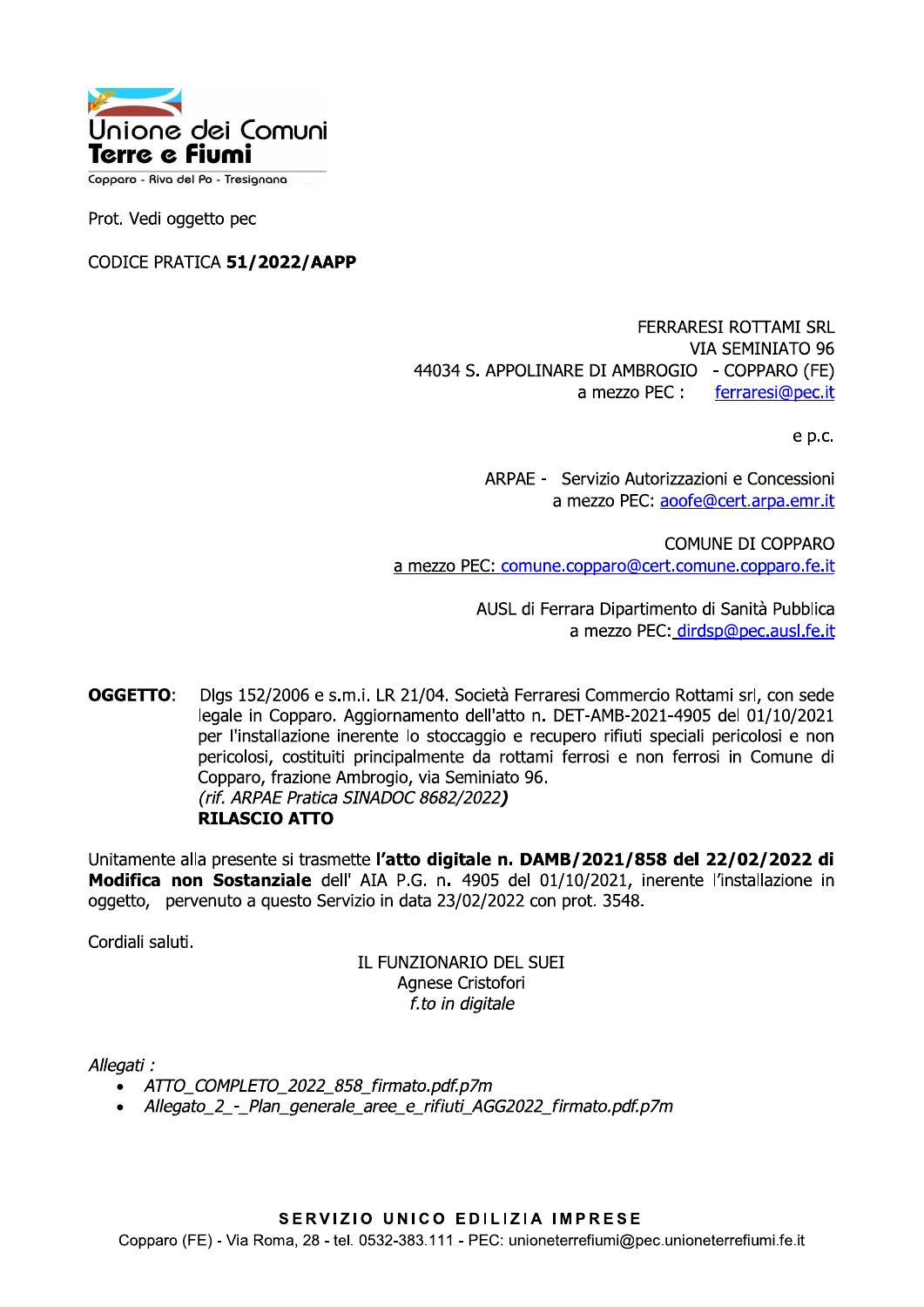Unione dei Comuni
**Terre e Fiumi**
Copparo - Riva del Po - Tresignana

Prot. Vedi oggetto pec

CODICE PRATICA **51/2022/AAPP**

FERRARESI ROTTAMI SRL
VIA SEMINIATO 96
44034 S. APPOLINARE DI AMBROGIO - COPPARO (FE)
a mezzo PEC : ferraresi@pec.it

e p.c.

ARPAE - Servizio Autorizzazioni e Concessioni
a mezzo PEC: aoofe@cert.arpa.emr.it

COMUNE DI COPPARO
a mezzo PEC: comune.copparo@cert.comune.copparo.fe.it

AUSL di Ferrara Dipartimento di Sanità Pubblica
a mezzo PEC: dirdsp@pec.ausl.fe.it

**OGGETTO**: Dlgs 152/2006 e s.m.i. LR 21/04. Società Ferraresi Commercio Rottami srl, con sede legale in Copparo. Aggiornamento dell'atto n. DET-AMB-2021-4905 del 01/10/2021 per l'installazione inerente lo stoccaggio e recupero rifiuti speciali pericolosi e non pericolosi, costituiti principalmente da rottami ferrosi e non ferrosi in Comune di Copparo, frazione Ambrogio, via Seminiato 96.
*(rif. ARPAE Pratica SINADOC 8682/2022)*
**RILASCIO ATTO**

Unitamente alla presente si trasmette **l'atto digitale n. DAMB/2021/858 del 22/02/2022 di Modifica non Sostanziale** dell' AIA P.G. n. 4905 del 01/10/2021, inerente l'installazione in oggetto, pervenuto a questo Servizio in data 23/02/2022 con prot. 3548.

Cordiali saluti.

IL FUNZIONARIO DEL SUEI
Agnese Cristofori
*f.to in digitale*

*Allegati :*

- *ATTO_COMPLETO_2022_858_firmato.pdf.p7m*
- *Allegato_2_-_Plan_generale_aree_e_rifiuti_AGG2022_firmato.pdf.p7m*

**SERVIZIO UNICO EDILIZIA IMPRESE**
Copparo (FE) - Via Roma, 28 - tel. 0532-383.111 - PEC: unioneterrefiumi@pec.unioneterrefiumi.fe.it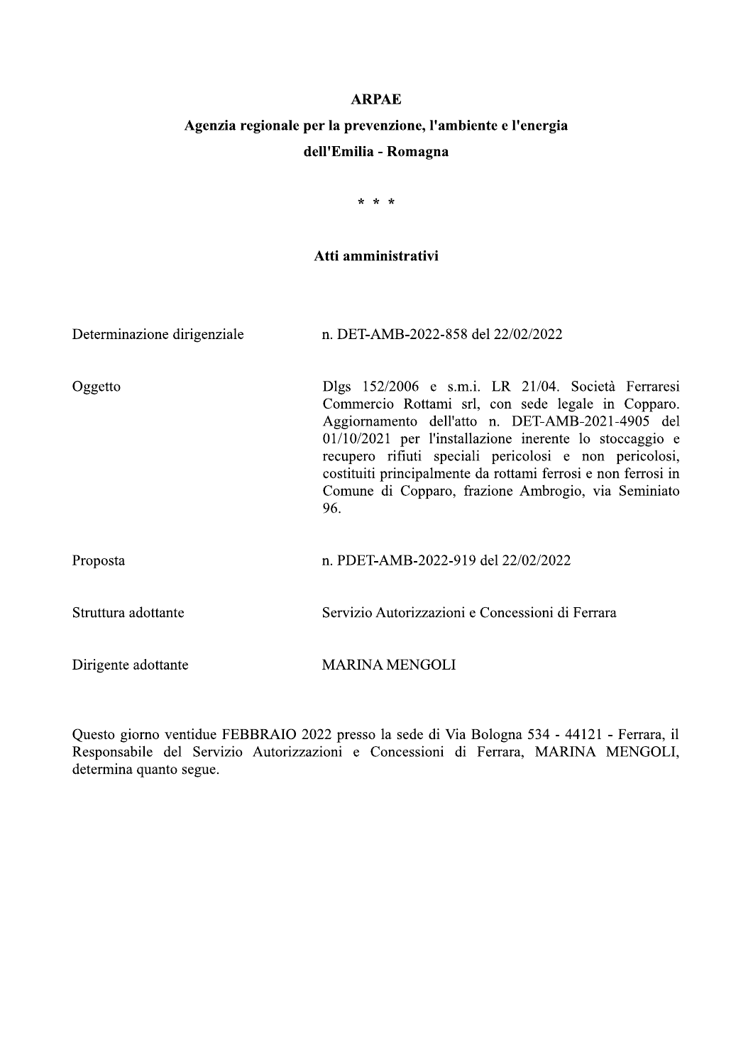**ARPAE**

**Agenzia regionale per la prevenzione, l'ambiente e l'energia**

**dell'Emilia - Romagna**

\* \* \*

**Atti amministrativi**

| | |
|---|---|
| Determinazione dirigenziale | n. DET-AMB-2022-858 del 22/02/2022 |
| Oggetto | Dlgs 152/2006 e s.m.i. LR 21/04. Società Ferraresi Commercio Rottami srl, con sede legale in Copparo. Aggiornamento dell'atto n. DET-AMB-2021-4905 del 01/10/2021 per l'installazione inerente lo stoccaggio e recupero rifiuti speciali pericolosi e non pericolosi, costituiti principalmente da rottami ferrosi e non ferrosi in Comune di Copparo, frazione Ambrogio, via Seminiato 96. |
| Proposta | n. PDET-AMB-2022-919 del 22/02/2022 |
| Struttura adottante | Servizio Autorizzazioni e Concessioni di Ferrara |
| Dirigente adottante | MARINA MENGOLI |

Questo giorno ventidue FEBBRAIO 2022 presso la sede di Via Bologna 534 - 44121 - Ferrara, il Responsabile del Servizio Autorizzazioni e Concessioni di Ferrara, MARINA MENGOLI, determina quanto segue.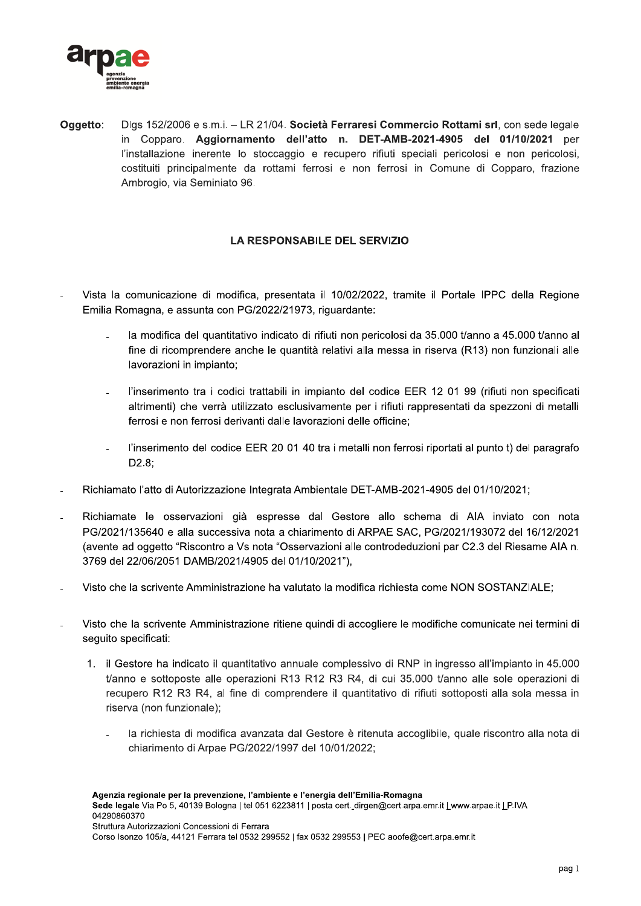**Oggetto:** Dlgs 152/2006 e s.m.i. – LR 21/04. **Società Ferraresi Commercio Rottami srl**, con sede legale in Copparo. **Aggiornamento dell'atto n. DET-AMB-2021-4905 del 01/10/2021** per l'installazione inerente lo stoccaggio e recupero rifiuti speciali pericolosi e non pericolosi, costituiti principalmente da rottami ferrosi e non ferrosi in Comune di Copparo, frazione Ambrogio, via Seminiato 96.

## LA RESPONSABILE DEL SERVIZIO

- Vista la comunicazione di modifica, presentata il 10/02/2022, tramite il Portale IPPC della Regione Emilia Romagna, e assunta con PG/2022/21973, riguardante:
  - la modifica del quantitativo indicato di rifiuti non pericolosi da 35.000 t/anno a 45.000 t/anno al fine di ricomprendere anche le quantità relativi alla messa in riserva (R13) non funzionali alle lavorazioni in impianto;
  - l'inserimento tra i codici trattabili in impianto del codice EER 12 01 99 (rifiuti non specificati altrimenti) che verrà utilizzato esclusivamente per i rifiuti rappresentati da spezzoni di metalli ferrosi e non ferrosi derivanti dalle lavorazioni delle officine;
  - l'inserimento del codice EER 20 01 40 tra i metalli non ferrosi riportati al punto t) del paragrafo D2.8;
- Richiamato l'atto di Autorizzazione Integrata Ambientale DET-AMB-2021-4905 del 01/10/2021;
- Richiamate le osservazioni già espresse dal Gestore allo schema di AIA inviato con nota PG/2021/135640 e alla successiva nota a chiarimento di ARPAE SAC, PG/2021/193072 del 16/12/2021 (avente ad oggetto "Riscontro a Vs nota "Osservazioni alle controdeduzioni par C2.3 del Riesame AIA n. 3769 del 22/06/2051 DAMB/2021/4905 del 01/10/2021"),
- Visto che la scrivente Amministrazione ha valutato la modifica richiesta come NON SOSTANZIALE;
- Visto che la scrivente Amministrazione ritiene quindi di accogliere le modifiche comunicate nei termini di seguito specificati:
  1. il Gestore ha indicato il quantitativo annuale complessivo di RNP in ingresso all'impianto in 45.000 t/anno e sottoposte alle operazioni R13 R12 R3 R4, di cui 35.000 t/anno alle sole operazioni di recupero R12 R3 R4, al fine di comprendere il quantitativo di rifiuti sottoposti alla sola messa in riserva (non funzionale);
     - la richiesta di modifica avanzata dal Gestore è ritenuta accoglibile, quale riscontro alla nota di chiarimento di Arpae PG/2022/1997 del 10/01/2022;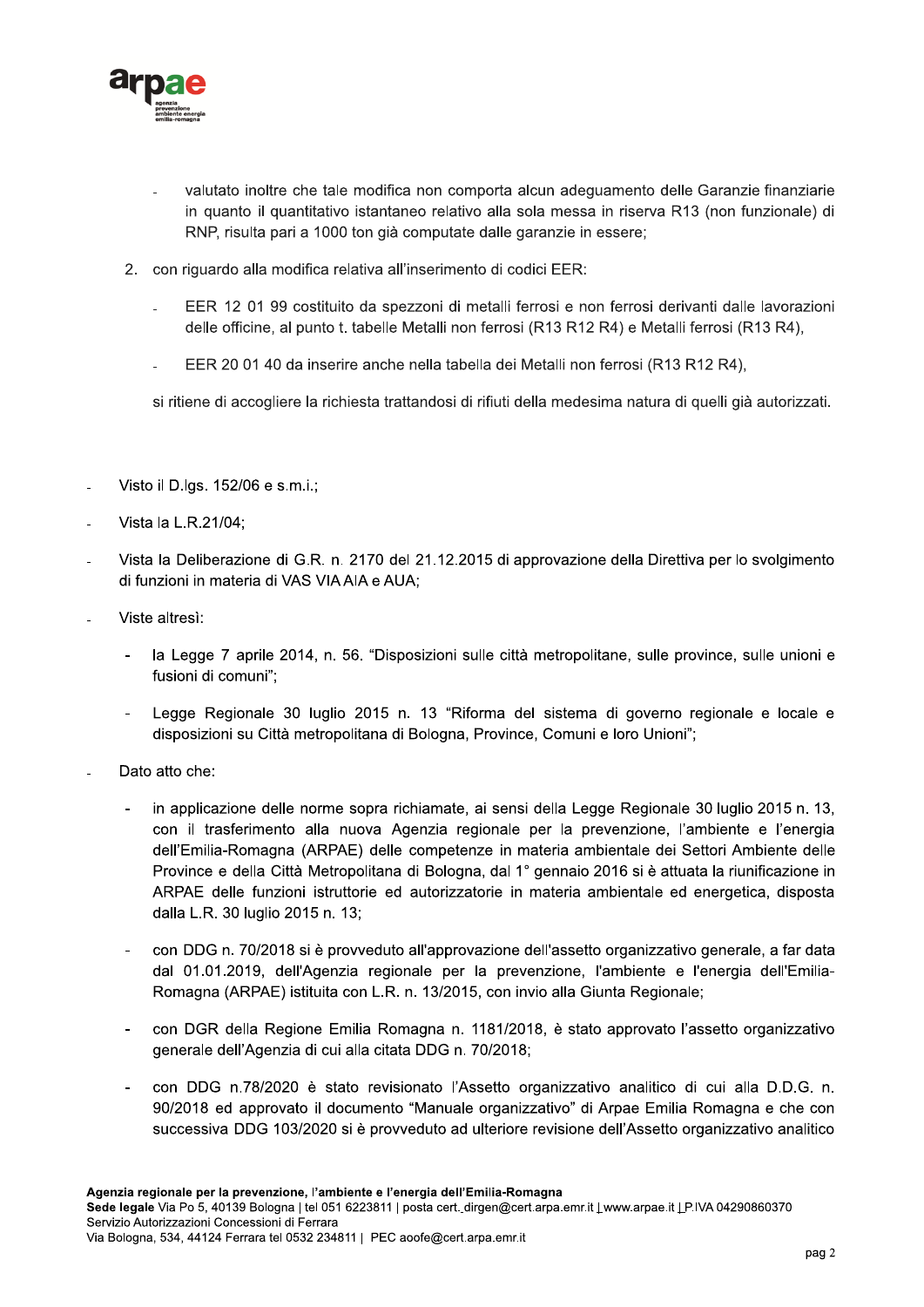- valutato inoltre che tale modifica non comporta alcun adeguamento delle Garanzie finanziarie in quanto il quantitativo istantaneo relativo alla sola messa in riserva R13 (non funzionale) di RNP, risulta pari a 1000 ton già computate dalle garanzie in essere;

2. con riguardo alla modifica relativa all'inserimento di codici EER:

   - EER 12 01 99 costituito da spezzoni di metalli ferrosi e non ferrosi derivanti dalle lavorazioni delle officine, al punto t. tabelle Metalli non ferrosi (R13 R12 R4) e Metalli ferrosi (R13 R4),

   - EER 20 01 40 da inserire anche nella tabella dei Metalli non ferrosi (R13 R12 R4),

   si ritiene di accogliere la richiesta trattandosi di rifiuti della medesima natura di quelli già autorizzati.

- Visto il D.lgs. 152/06 e s.m.i.;
- Vista la L.R.21/04;
- Vista la Deliberazione di G.R. n. 2170 del 21.12.2015 di approvazione della Direttiva per lo svolgimento di funzioni in materia di VAS VIA AIA e AUA;
- Viste altresì:
  - la Legge 7 aprile 2014, n. 56. "Disposizioni sulle città metropolitane, sulle province, sulle unioni e fusioni di comuni";
  - Legge Regionale 30 luglio 2015 n. 13 "Riforma del sistema di governo regionale e locale e disposizioni su Città metropolitana di Bologna, Province, Comuni e loro Unioni";
- Dato atto che:
  - in applicazione delle norme sopra richiamate, ai sensi della Legge Regionale 30 luglio 2015 n. 13, con il trasferimento alla nuova Agenzia regionale per la prevenzione, l'ambiente e l'energia dell'Emilia-Romagna (ARPAE) delle competenze in materia ambientale dei Settori Ambiente delle Province e della Città Metropolitana di Bologna, dal 1° gennaio 2016 si è attuata la riunificazione in ARPAE delle funzioni istruttorie ed autorizzatorie in materia ambientale ed energetica, disposta dalla L.R. 30 luglio 2015 n. 13;
  - con DDG n. 70/2018 si è provveduto all'approvazione dell'assetto organizzativo generale, a far data dal 01.01.2019, dell'Agenzia regionale per la prevenzione, l'ambiente e l'energia dell'Emilia-Romagna (ARPAE) istituita con L.R. n. 13/2015, con invio alla Giunta Regionale;
  - con DGR della Regione Emilia Romagna n. 1181/2018, è stato approvato l'assetto organizzativo generale dell'Agenzia di cui alla citata DDG n. 70/2018;
  - con DDG n.78/2020 è stato revisionato l'Assetto organizzativo analitico di cui alla D.D.G. n. 90/2018 ed approvato il documento "Manuale organizzativo" di Arpae Emilia Romagna e che con successiva DDG 103/2020 si è provveduto ad ulteriore revisione dell'Assetto organizzativo analitico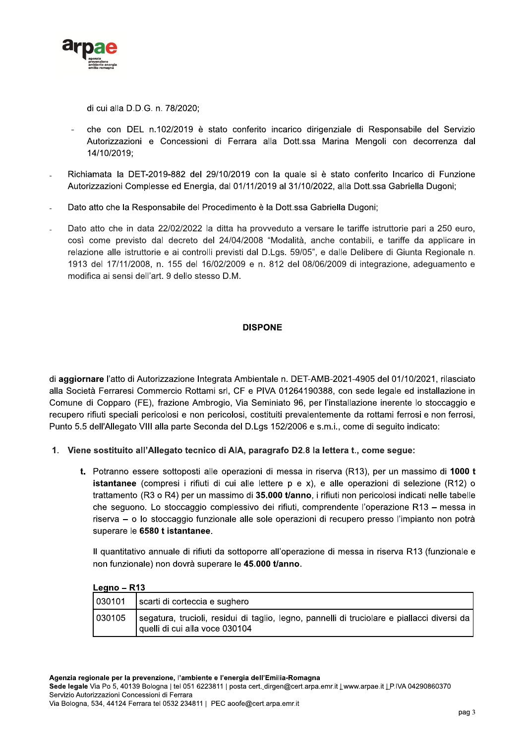di cui alla D.D.G. n. 78/2020;

- che con DEL n.102/2019 è stato conferito incarico dirigenziale di Responsabile del Servizio Autorizzazioni e Concessioni di Ferrara alla Dott.ssa Marina Mengoli con decorrenza dal 14/10/2019;

- Richiamata la DET-2019-882 del 29/10/2019 con la quale si è stato conferito Incarico di Funzione Autorizzazioni Complesse ed Energia, dal 01/11/2019 al 31/10/2022, alla Dott.ssa Gabriella Dugoni;

- Dato atto che la Responsabile del Procedimento è la Dott.ssa Gabriella Dugoni;

- Dato atto che in data 22/02/2022 la ditta ha provveduto a versare le tariffe istruttorie pari a 250 euro, così come previsto dal decreto del 24/04/2008 "Modalità, anche contabili, e tariffe da applicare in relazione alle istruttorie e ai controlli previsti dal D.Lgs. 59/05", e dalle Delibere di Giunta Regionale n. 1913 del 17/11/2008, n. 155 del 16/02/2009 e n. 812 del 08/06/2009 di integrazione, adeguamento e modifica ai sensi dell'art. 9 dello stesso D.M.

**DISPONE**

di **aggiornare** l'atto di Autorizzazione Integrata Ambientale n. DET-AMB-2021-4905 del 01/10/2021, rilasciato alla Società Ferraresi Commercio Rottami srl, CF e PIVA 01264190388, con sede legale ed installazione in Comune di Copparo (FE), frazione Ambrogio, Via Seminiato 96, per l'installazione inerente lo stoccaggio e recupero rifiuti speciali pericolosi e non pericolosi, costituiti prevalentemente da rottami ferrosi e non ferrosi, Punto 5.5 dell'Allegato VIII alla parte Seconda del D.Lgs 152/2006 e s.m.i., come di seguito indicato:

1. **Viene sostituito all'Allegato tecnico di AIA, paragrafo D2.8 la lettera t., come segue:**

   **t.** Potranno essere sottoposti alle operazioni di messa in riserva (R13), per un massimo di **1000 t istantanee** (compresi i rifiuti di cui alle lettere p e x), e alle operazioni di selezione (R12) o trattamento (R3 o R4) per un massimo di **35.000 t/anno**, i rifiuti non pericolosi indicati nelle tabelle che seguono. Lo stoccaggio complessivo dei rifiuti, comprendente l'operazione R13 – messa in riserva – o lo stoccaggio funzionale alle sole operazioni di recupero presso l'impianto non potrà superare le **6580 t istantanee**.

   Il quantitativo annuale di rifiuti da sottoporre all'operazione di messa in riserva R13 (funzionale e non funzionale) non dovrà superare le **45.000 t/anno**.

**Legno – R13**

| | |
|---|---|
| 030101 | scarti di corteccia e sughero |
| 030105 | segatura, trucioli, residui di taglio, legno, pannelli di truciolare e piallacci diversi da quelli di cui alla voce 030104 |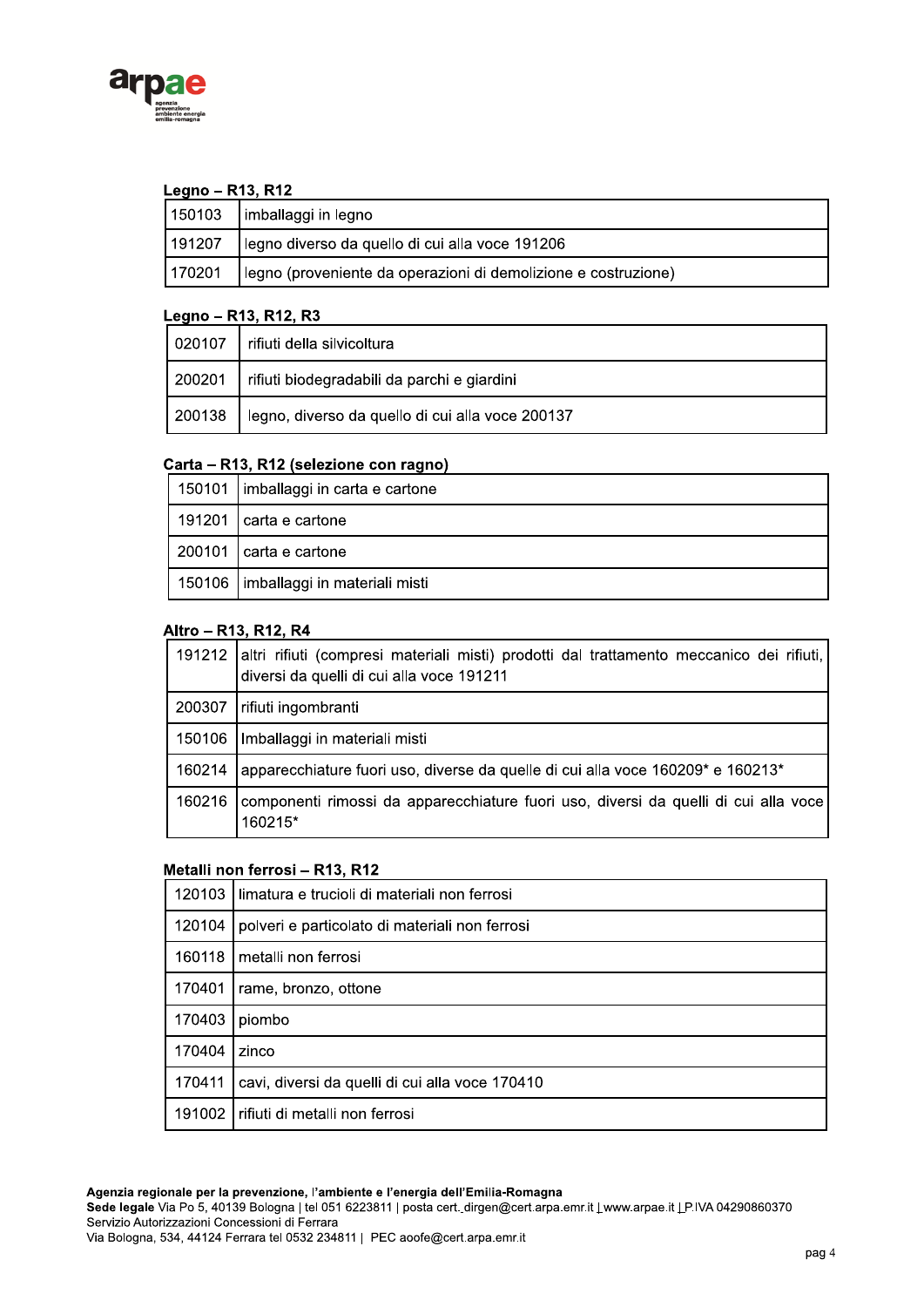**Legno – R13, R12**

| | |
|---|---|
| 150103 | imballaggi in legno |
| 191207 | legno diverso da quello di cui alla voce 191206 |
| 170201 | legno (proveniente da operazioni di demolizione e costruzione) |

**Legno – R13, R12, R3**

| | |
|---|---|
| 020107 | rifiuti della silvicoltura |
| 200201 | rifiuti biodegradabili da parchi e giardini |
| 200138 | legno, diverso da quello di cui alla voce 200137 |

**Carta – R13, R12 (selezione con ragno)**

| | |
|---|---|
| 150101 | imballaggi in carta e cartone |
| 191201 | carta e cartone |
| 200101 | carta e cartone |
| 150106 | imballaggi in materiali misti |

**Altro – R13, R12, R4**

| | |
|---|---|
| 191212 | altri rifiuti (compresi materiali misti) prodotti dal trattamento meccanico dei rifiuti, diversi da quelli di cui alla voce 191211 |
| 200307 | rifiuti ingombranti |
| 150106 | Imballaggi in materiali misti |
| 160214 | apparecchiature fuori uso, diverse da quelle di cui alla voce 160209* e 160213* |
| 160216 | componenti rimossi da apparecchiature fuori uso, diversi da quelli di cui alla voce 160215* |

**Metalli non ferrosi – R13, R12**

| | |
|---|---|
| 120103 | limatura e trucioli di materiali non ferrosi |
| 120104 | polveri e particolato di materiali non ferrosi |
| 160118 | metalli non ferrosi |
| 170401 | rame, bronzo, ottone |
| 170403 | piombo |
| 170404 | zinco |
| 170411 | cavi, diversi da quelli di cui alla voce 170410 |
| 191002 | rifiuti di metalli non ferrosi |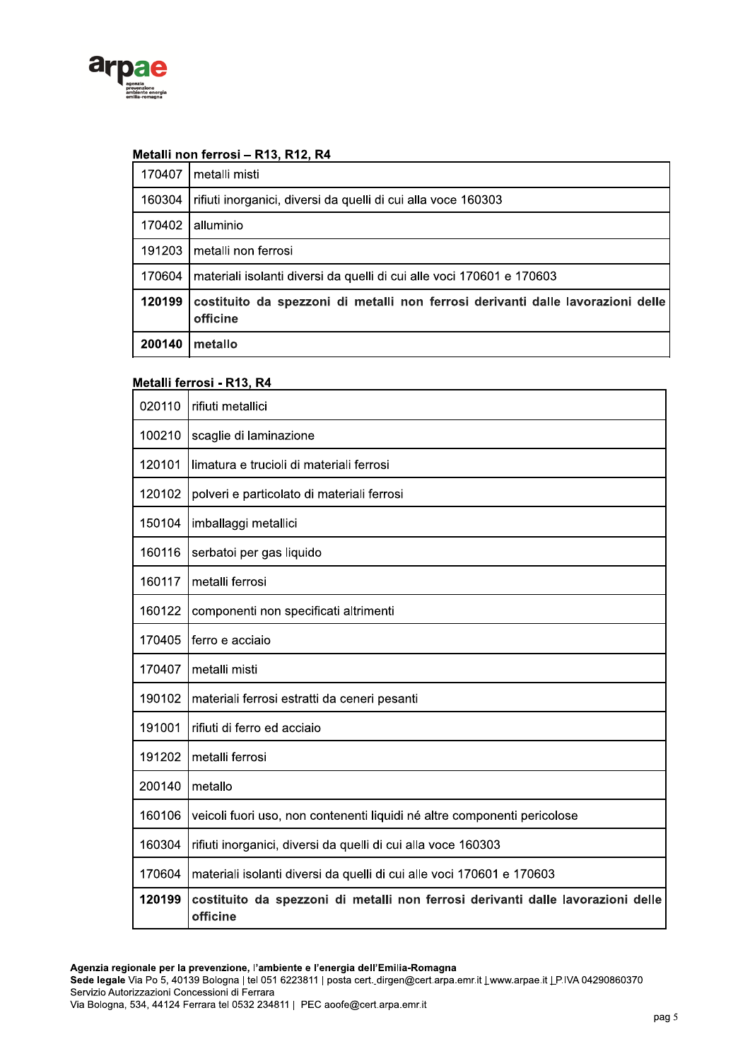**Metalli non ferrosi – R13, R12, R4**

| | |
|---|---|
| 170407 | metalli misti |
| 160304 | rifiuti inorganici, diversi da quelli di cui alla voce 160303 |
| 170402 | alluminio |
| 191203 | metalli non ferrosi |
| 170604 | materiali isolanti diversi da quelli di cui alle voci 170601 e 170603 |
| **120199** | **costituito da spezzoni di metalli non ferrosi derivanti dalle lavorazioni delle officine** |
| **200140** | **metallo** |

**Metalli ferrosi - R13, R4**

| | |
|---|---|
| 020110 | rifiuti metallici |
| 100210 | scaglie di laminazione |
| 120101 | limatura e trucioli di materiali ferrosi |
| 120102 | polveri e particolato di materiali ferrosi |
| 150104 | imballaggi metallici |
| 160116 | serbatoi per gas liquido |
| 160117 | metalli ferrosi |
| 160122 | componenti non specificati altrimenti |
| 170405 | ferro e acciaio |
| 170407 | metalli misti |
| 190102 | materiali ferrosi estratti da ceneri pesanti |
| 191001 | rifiuti di ferro ed acciaio |
| 191202 | metalli ferrosi |
| 200140 | metallo |
| 160106 | veicoli fuori uso, non contenenti liquidi né altre componenti pericolose |
| 160304 | rifiuti inorganici, diversi da quelli di cui alla voce 160303 |
| 170604 | materiali isolanti diversi da quelli di cui alle voci 170601 e 170603 |
| **120199** | **costituito da spezzoni di metalli non ferrosi derivanti dalle lavorazioni delle officine** |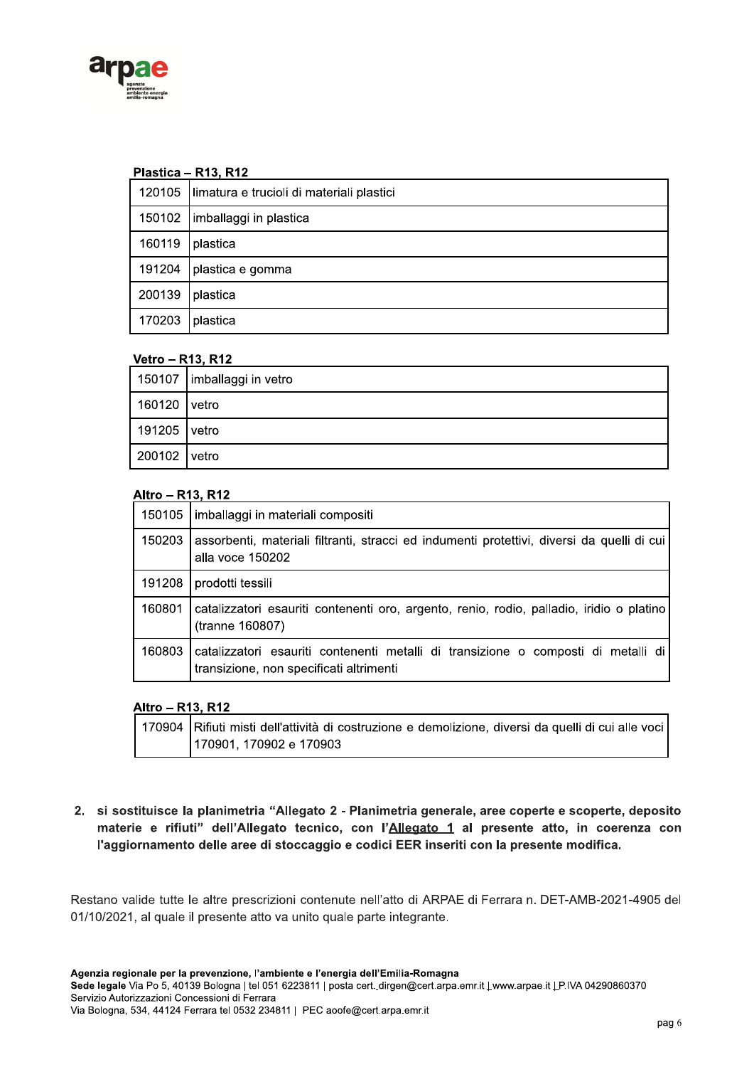**Plastica – R13, R12**

| | |
|---|---|
| 120105 | limatura e trucioli di materiali plastici |
| 150102 | imballaggi in plastica |
| 160119 | plastica |
| 191204 | plastica e gomma |
| 200139 | plastica |
| 170203 | plastica |

**Vetro – R13, R12**

| | |
|---|---|
| 150107 | imballaggi in vetro |
| 160120 | vetro |
| 191205 | vetro |
| 200102 | vetro |

**Altro – R13, R12**

| | |
|---|---|
| 150105 | imballaggi in materiali compositi |
| 150203 | assorbenti, materiali filtranti, stracci ed indumenti protettivi, diversi da quelli di cui alla voce 150202 |
| 191208 | prodotti tessili |
| 160801 | catalizzatori esauriti contenenti oro, argento, renio, rodio, palladio, iridio o platino (tranne 160807) |
| 160803 | catalizzatori esauriti contenenti metalli di transizione o composti di metalli di transizione, non specificati altrimenti |

**Altro – R13, R12**

| | |
|---|---|
| 170904 | Rifiuti misti dell'attività di costruzione e demolizione, diversi da quelli di cui alle voci 170901, 170902 e 170903 |

2. **si sostituisce la planimetria "Allegato 2 - Planimetria generale, aree coperte e scoperte, deposito materie e rifiuti" dell'Allegato tecnico, con l'Allegato 1 al presente atto, in coerenza con l'aggiornamento delle aree di stoccaggio e codici EER inseriti con la presente modifica.**

Restano valide tutte le altre prescrizioni contenute nell'atto di ARPAE di Ferrara n. DET-AMB-2021-4905 del 01/10/2021, al quale il presente atto va unito quale parte integrante.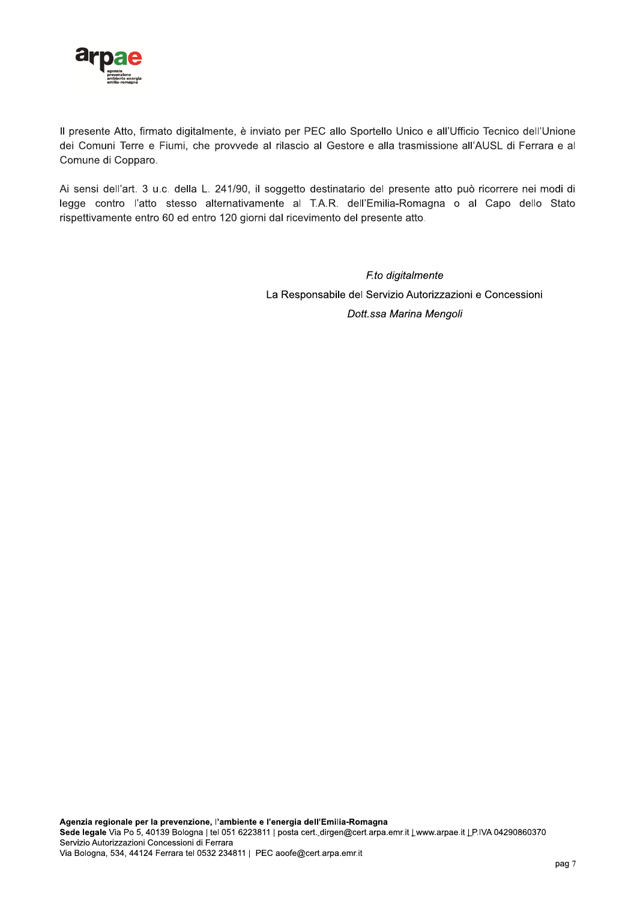Il presente Atto, firmato digitalmente, è inviato per PEC allo Sportello Unico e all'Ufficio Tecnico dell'Unione dei Comuni Terre e Fiumi, che provvede al rilascio al Gestore e alla trasmissione all'AUSL di Ferrara e al Comune di Copparo.

Ai sensi dell'art. 3 u.c. della L. 241/90, il soggetto destinatario del presente atto può ricorrere nei modi di legge contro l'atto stesso alternativamente al T.A.R. dell'Emilia-Romagna o al Capo dello Stato rispettivamente entro 60 ed entro 120 giorni dal ricevimento del presente atto.

*F.to digitalmente*

La Responsabile del Servizio Autorizzazioni e Concessioni

*Dott.ssa Marina Mengoli*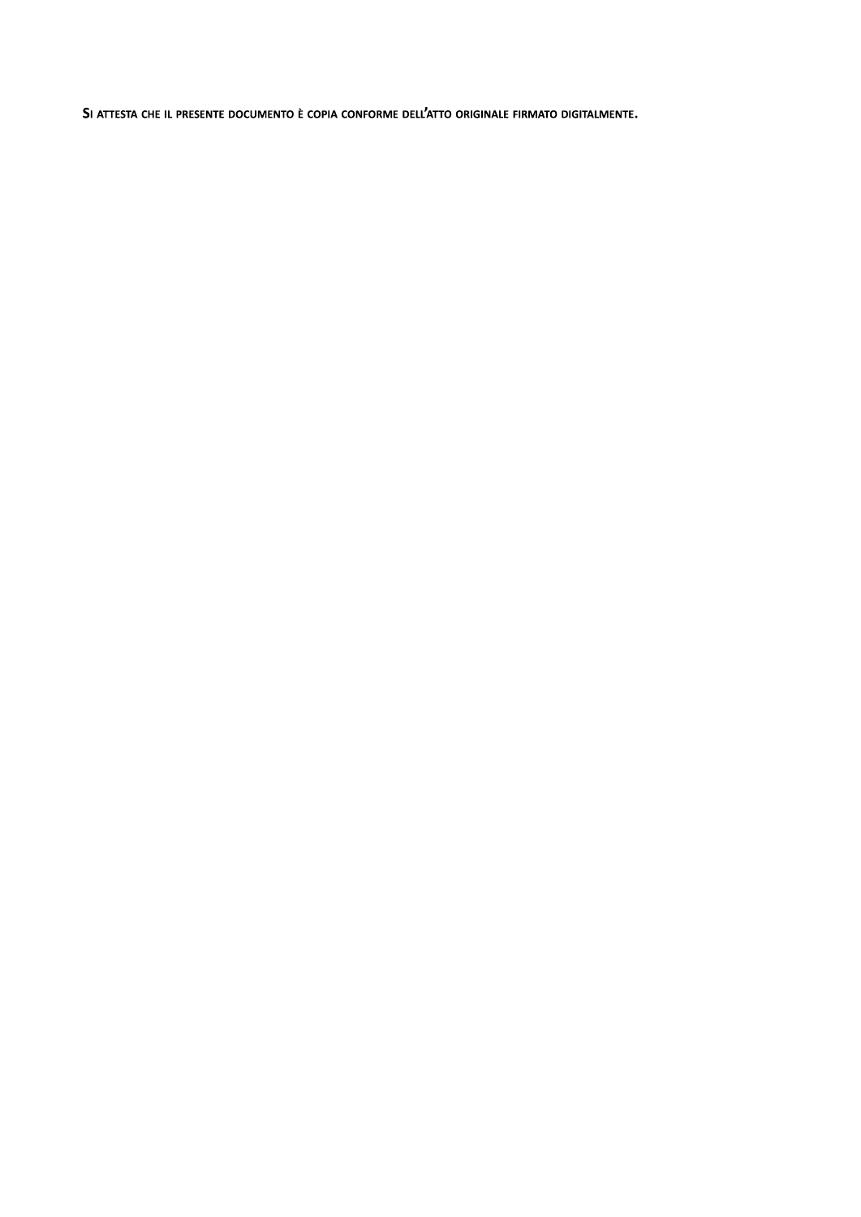Si attesta che il presente documento è copia conforme dell'atto originale firmato digitalmente.